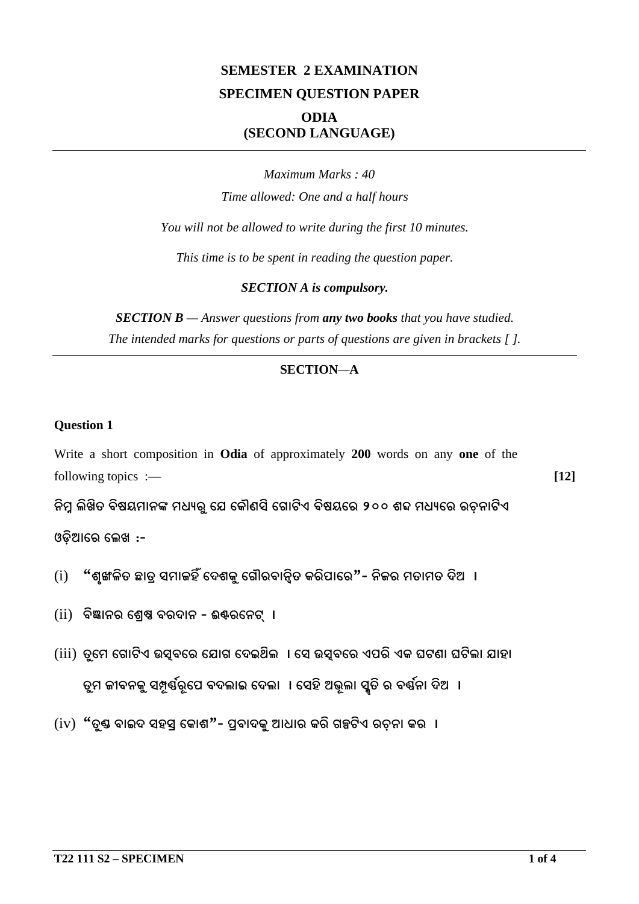# SEMESTER 2 EXAMINATION

## SPECIMEN QUESTION PAPER

## ODIA
## (SECOND LANGUAGE)

*Maximum Marks : 40*

*Time allowed: One and a half hours*

*You will not be allowed to write during the first 10 minutes.*

*This time is to be spent in reading the question paper.*

***SECTION A is compulsory.***

***SECTION B** — Answer questions from **any two books** that you have studied.*

*The intended marks for questions or parts of questions are given in brackets [ ].*

---

### SECTION—A

**Question 1**

Write a short composition in **Odia** of approximately **200** words on any **one** of the following topics :— **[12]**

ନିମ୍ନ ଲିଖିତ ବିଷୟମାନଙ୍କ ମଧ୍ୟରୁ ଯେ କୌଣସି ଗୋଟିଏ ବିଷୟରେ ୨୦୦ ଶବ୍ଦ ମଧ୍ୟରେ ରଚନାଟିଏ ଓଡ଼ିଆରେ ଲେଖ :-

(i) "ଶୃଙ୍ଖଳିତ ଛାତ୍ର ସମାଜହିଁ ଦେଶକୁ ଗୌରବାନ୍ୱିତ କରିପାରେ"- ନିଜର ମତାମତ ଦିଅ ।

(ii) ବିଜ୍ଞାନର ଶ୍ରେଷ୍ଠ ବରଦାନ - ଇଣ୍ଟରନେଟ୍ ।

(iii) ତୁମେ ଗୋଟିଏ ଉତ୍ସବରେ ଯୋଗ ଦେଇଥିଲ । ସେ ଉତ୍ସବରେ ଏପରି ଏକ ଘଟଣା ଘଟିଲା ଯାହା ତୁମ ଜୀବନକୁ ସମ୍ପୂର୍ଣ୍ଣରୂପେ ବଦଳାଇ ଦେଲା । ସେହି ଅଭୂଲା ସ୍ମୃତି ର ବର୍ଣ୍ଣନା ଦିଅ ।

(iv) "ତୁଣ୍ଡ ବାଇଦ ସହସ୍ର କୋଶ"- ପ୍ରବାଦକୁ ଆଧାର କରି ଗଳ୍ପଟିଏ ରଚନା କର ।

T22 111 S2 – SPECIMEN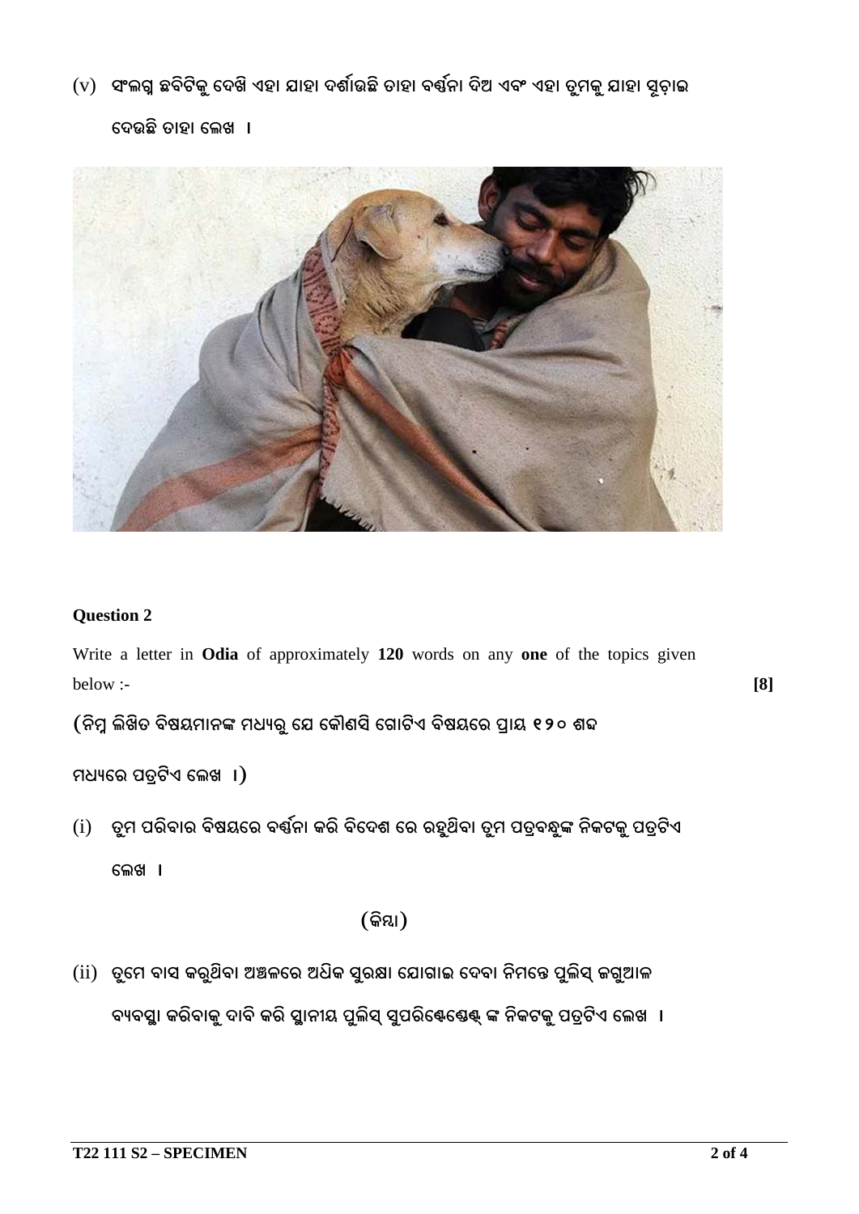(v) ସଂଲଗ୍ନ ଛବିଟିକୁ ଦେଖି ଏହା ଯାହା ଦର୍ଶାଉଛି ତାହା ବର୍ଣ୍ଣନା ଦିଅ ଏବଂ ଏହା ତୁମକୁ ଯାହା ସୂଚାଇ ଦେଉଛି ତାହା ଲେଖ ।

### Question 2

Write a letter in **Odia** of approximately **120** words on any **one** of the topics given below :- **[8]**

(ନିମ୍ନ ଲିଖିତ ବିଷୟମାନଙ୍କ ମଧ୍ୟରୁ ଯେ କୌଣସି ଗୋଟିଏ ବିଷୟରେ ପ୍ରାୟ **୧୨୦** ଶବ୍ଦ ମଧ୍ୟରେ ପତ୍ରଟିଏ ଲେଖ ।)

(i) ତୁମ ପରିବାର ବିଷୟରେ ବର୍ଣ୍ଣନା କରି ବିଦେଶ ରେ ରହୁଥିବା ତୁମ ପତ୍ରବନ୍ଧୁଙ୍କ ନିକଟକୁ ପତ୍ରଟିଏ ଲେଖ ।

(କିମ୍ବା)

(ii) ତୁମେ ବାସ କରୁଥିବା ଅଞ୍ଚଳରେ ଅଧିକ ସୁରକ୍ଷା ଯୋଗାଇ ଦେବା ନିମନ୍ତେ ପୁଲିସ୍ ଜଗୁଆଳ ବ୍ୟବସ୍ଥା କରିବାକୁ ଦାବି କରି ସ୍ଥାନୀୟ ପୁଲିସ୍ ସୁପରିଣ୍ଟେଣ୍ଡେଣ୍ଟ୍ ଙ୍କ ନିକଟକୁ ପତ୍ରଟିଏ ଲେଖ ।

T22 111 S2 – SPECIMEN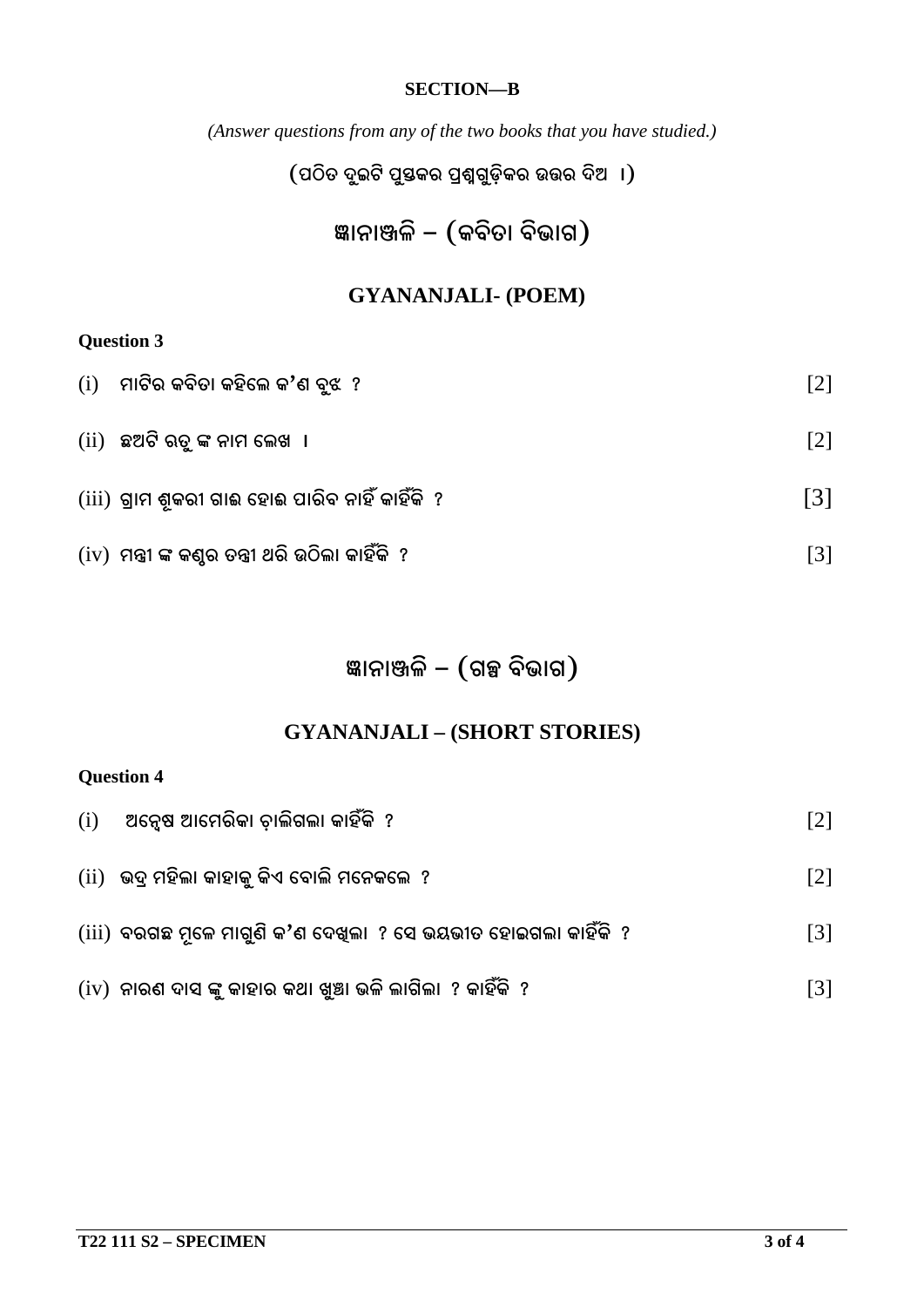**SECTION—B**

*(Answer questions from any of the two books that you have studied.)*

(ପଠିତ ଦୁଇଟି ପୁସ୍ତକର ପ୍ରଶ୍ନଗୁଡ଼ିକର ଉତ୍ତର ଦିଅ ।)

## ଜ୍ଞାନାଞ୍ଜଳି – (କବିତା ବିଭାଗ)

## GYANANJALI- (POEM)

**Question 3**

(i) ମାଟିର କବିତା କହିଲେ କ'ଣ ବୁଝ ? [2]

(ii) ଛଅଟି ଋତୁ ଙ୍କ ନାମ ଲେଖ । [2]

(iii) ଗ୍ରାମ ଶୂକରୀ ଗାଈ ହୋଇ ପାରିବ ନାହିଁ କାହିଁକି ? [3]

(iv) ମନ୍ତ୍ରୀ ଙ୍କ କଣ୍ଠର ତନ୍ତ୍ରୀ ଥରି ଉଠିଲା କାହିଁକି ? [3]

## ଜ୍ଞାନାଞ୍ଜଳି – (ଗଳ୍ପ ବିଭାଗ)

## GYANANJALI – (SHORT STORIES)

**Question 4**

(i) ଅନ୍ୱେଷ ଆମେରିକା ଚାଲିଗଲା କାହିଁକି ? [2]

(ii) ଭଦ୍ର ମହିଳା କାହାକୁ କିଏ ବୋଲି ମନେକଲେ ? [2]

(iii) ବରଗଛ ମୂଳେ ମାଗୁଣି କ'ଣ ଦେଖିଲା ? ସେ ଭୟଭୀତ ହୋଇଗଲା କାହିଁକି ? [3]

(iv) ନାରଣ ଦାସ ଙ୍କୁ କାହାର କଥା ଖୁଞ୍ଚା ଭଳି ଲାଗିଲା ? କାହିଁକି ? [3]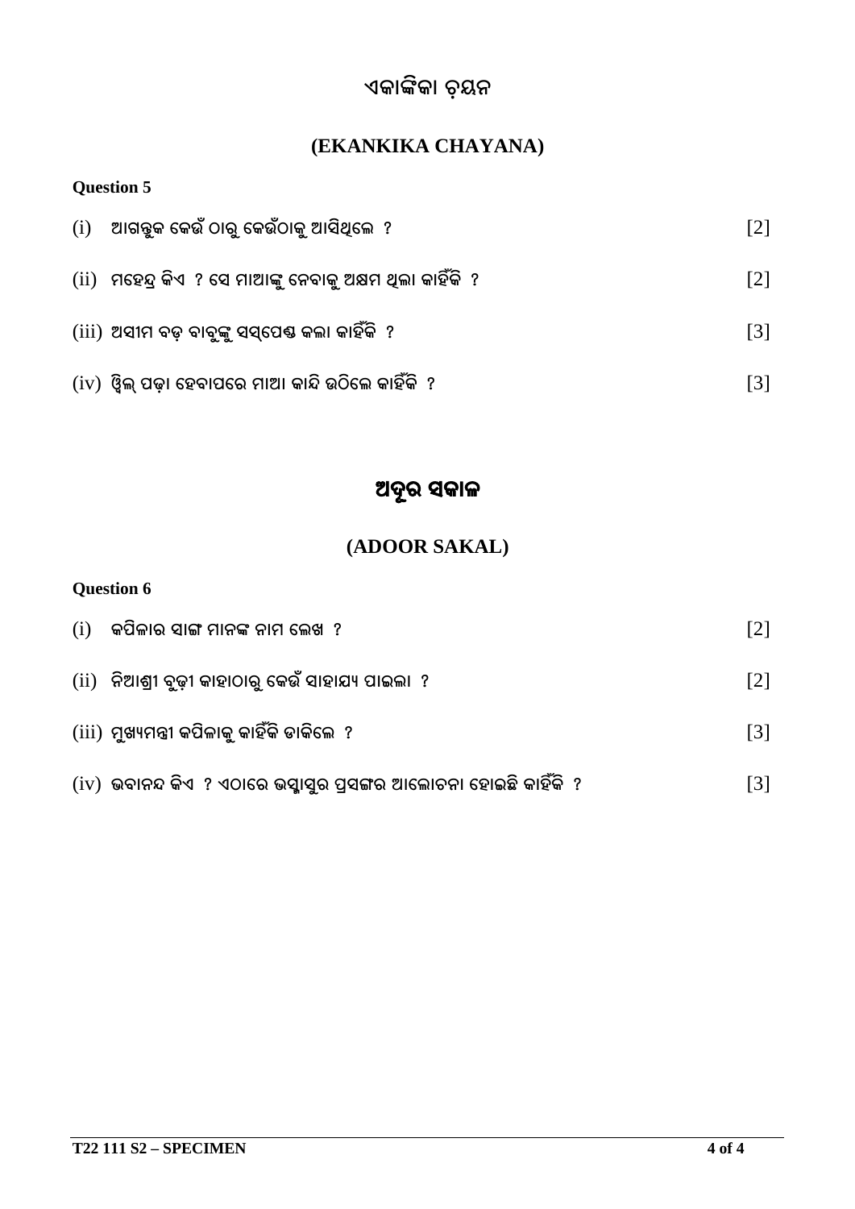# ଏକାଙ୍କିକା ଚ଼ୟନ

## (EKANKIKA CHAYANA)

**Question 5**

(i) ଆଗନ୍ତୁକ କେଉଁ ଠାରୁ କେଉଁଠାକୁ ଆସିଥିଲେ ? [2]

(ii) ମହେନ୍ଦ୍ର କିଏ ? ସେ ମାଆଙ୍କୁ ନେବାକୁ ଅକ୍ଷମ ଥିଲା କାହିଁକି ? [2]

(iii) ଅସୀମ ବଡ଼ ବାବୁଙ୍କୁ ସସ୍‌ପେଣ୍ଡ କଲା କାହିଁକି ? [3]

(iv) ଓ୍ୱିଲ୍ ପଢ଼ା ହେବାପରେ ମାଆ କାନ୍ଦି ଉଠିଲେ କାହିଁକି ? [3]

# ଅଦୂର ସକାଳ

## (ADOOR SAKAL)

**Question 6**

(i) କପିଳାର ସାଙ୍ଗ ମାନଙ୍କ ନାମ ଲେଖ ? [2]

(ii) ନିଆଶ୍ରୀ ବୁଢ଼ୀ କାହାଠାରୁ କେଉଁ ସାହାଯ୍ୟ ପାଇଲା ? [2]

(iii) ମୁଖ୍ୟମନ୍ତ୍ରୀ କପିଳାକୁ କାହିଁକି ଡାକିଲେ ? [3]

(iv) ଭବାନନ୍ଦ କିଏ ? ଏଠାରେ ଭସ୍ମାସୁର ପ୍ରସଙ୍ଗର ଆଲୋଚନା ହୋଇଛି କାହିଁକି ? [3]